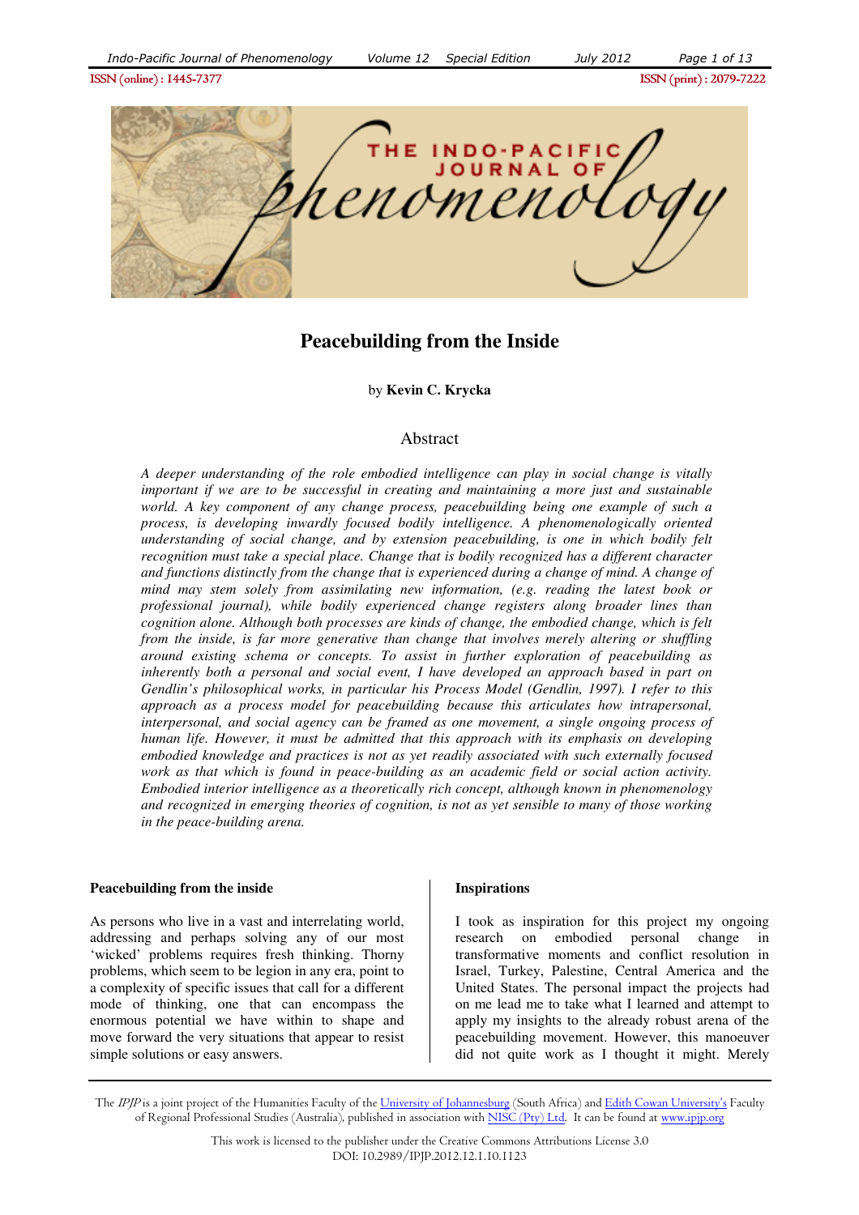# Peacebuilding from the Inside

by **Kevin C. Krycka**

## Abstract

*A deeper understanding of the role embodied intelligence can play in social change is vitally important if we are to be successful in creating and maintaining a more just and sustainable world. A key component of any change process, peacebuilding being one example of such a process, is developing inwardly focused bodily intelligence. A phenomenologically oriented understanding of social change, and by extension peacebuilding, is one in which bodily felt recognition must take a special place. Change that is bodily recognized has a different character and functions distinctly from the change that is experienced during a change of mind. A change of mind may stem solely from assimilating new information, (e.g. reading the latest book or professional journal), while bodily experienced change registers along broader lines than cognition alone. Although both processes are kinds of change, the embodied change, which is felt from the inside, is far more generative than change that involves merely altering or shuffling around existing schema or concepts. To assist in further exploration of peacebuilding as inherently both a personal and social event, I have developed an approach based in part on Gendlin's philosophical works, in particular his Process Model (Gendlin, 1997). I refer to this approach as a process model for peacebuilding because this articulates how intrapersonal, interpersonal, and social agency can be framed as one movement, a single ongoing process of human life. However, it must be admitted that this approach with its emphasis on developing embodied knowledge and practices is not as yet readily associated with such externally focused work as that which is found in peace-building as an academic field or social action activity. Embodied interior intelligence as a theoretically rich concept, although known in phenomenology and recognized in emerging theories of cognition, is not as yet sensible to many of those working in the peace-building arena.*

### Peacebuilding from the inside

As persons who live in a vast and interrelating world, addressing and perhaps solving any of our most 'wicked' problems requires fresh thinking. Thorny problems, which seem to be legion in any era, point to a complexity of specific issues that call for a different mode of thinking, one that can encompass the enormous potential we have within to shape and move forward the very situations that appear to resist simple solutions or easy answers.

### Inspirations

I took as inspiration for this project my ongoing research on embodied personal change in transformative moments and conflict resolution in Israel, Turkey, Palestine, Central America and the United States. The personal impact the projects had on me lead me to take what I learned and attempt to apply my insights to the already robust arena of the peacebuilding movement. However, this manoeuver did not quite work as I thought it might. Merely

The *IPJP* is a joint project of the Humanities Faculty of the University of Johannesburg (South Africa) and Edith Cowan University's Faculty of Regional Professional Studies (Australia), published in association with NISC (Pty) Ltd. It can be found at www.ipjp.org.

This work is licensed to the publisher under the Creative Commons Attributions License 3.0

DOI: 10.2989/IPJP.2012.12.1.10.1123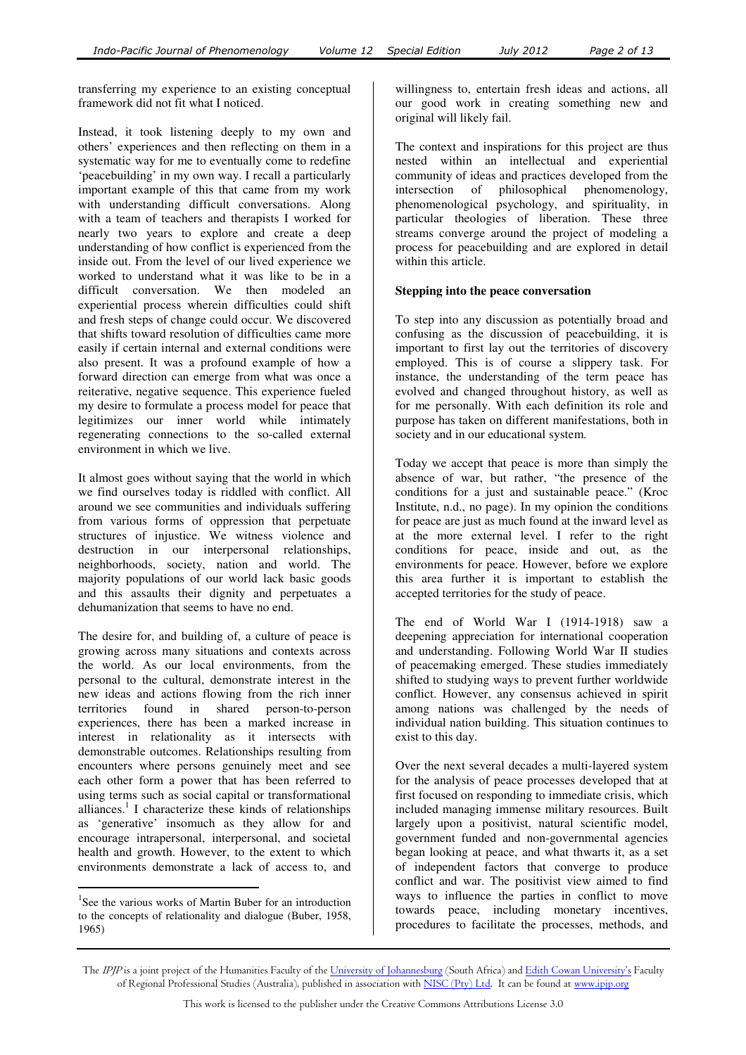transferring my experience to an existing conceptual framework did not fit what I noticed.

Instead, it took listening deeply to my own and others' experiences and then reflecting on them in a systematic way for me to eventually come to redefine 'peacebuilding' in my own way. I recall a particularly important example of this that came from my work with understanding difficult conversations. Along with a team of teachers and therapists I worked for nearly two years to explore and create a deep understanding of how conflict is experienced from the inside out. From the level of our lived experience we worked to understand what it was like to be in a difficult conversation. We then modeled an experiential process wherein difficulties could shift and fresh steps of change could occur. We discovered that shifts toward resolution of difficulties came more easily if certain internal and external conditions were also present. It was a profound example of how a forward direction can emerge from what was once a reiterative, negative sequence. This experience fueled my desire to formulate a process model for peace that legitimizes our inner world while intimately regenerating connections to the so-called external environment in which we live.

It almost goes without saying that the world in which we find ourselves today is riddled with conflict. All around we see communities and individuals suffering from various forms of oppression that perpetuate structures of injustice. We witness violence and destruction in our interpersonal relationships, neighborhoods, society, nation and world. The majority populations of our world lack basic goods and this assaults their dignity and perpetuates a dehumanization that seems to have no end.

The desire for, and building of, a culture of peace is growing across many situations and contexts across the world. As our local environments, from the personal to the cultural, demonstrate interest in the new ideas and actions flowing from the rich inner territories found in shared person-to-person experiences, there has been a marked increase in interest in relationality as it intersects with demonstrable outcomes. Relationships resulting from encounters where persons genuinely meet and see each other form a power that has been referred to using terms such as social capital or transformational alliances.[1] I characterize these kinds of relationships as 'generative' insomuch as they allow for and encourage intrapersonal, interpersonal, and societal health and growth. However, to the extent to which environments demonstrate a lack of access to, and willingness to, entertain fresh ideas and actions, all our good work in creating something new and original will likely fail.

The context and inspirations for this project are thus nested within an intellectual and experiential community of ideas and practices developed from the intersection of philosophical phenomenology, phenomenological psychology, and spirituality, in particular theologies of liberation. These three streams converge around the project of modeling a process for peacebuilding and are explored in detail within this article.

## Stepping into the peace conversation

To step into any discussion as potentially broad and confusing as the discussion of peacebuilding, it is important to first lay out the territories of discovery employed. This is of course a slippery task. For instance, the understanding of the term peace has evolved and changed throughout history, as well as for me personally. With each definition its role and purpose has taken on different manifestations, both in society and in our educational system.

Today we accept that peace is more than simply the absence of war, but rather, "the presence of the conditions for a just and sustainable peace." (Kroc Institute, n.d., no page). In my opinion the conditions for peace are just as much found at the inward level as at the more external level. I refer to the right conditions for peace, inside and out, as the environments for peace. However, before we explore this area further it is important to establish the accepted territories for the study of peace.

The end of World War I (1914-1918) saw a deepening appreciation for international cooperation and understanding. Following World War II studies of peacemaking emerged. These studies immediately shifted to studying ways to prevent further worldwide conflict. However, any consensus achieved in spirit among nations was challenged by the needs of individual nation building. This situation continues to exist to this day.

Over the next several decades a multi-layered system for the analysis of peace processes developed that at first focused on responding to immediate crisis, which included managing immense military resources. Built largely upon a positivist, natural scientific model, government funded and non-governmental agencies began looking at peace, and what thwarts it, as a set of independent factors that converge to produce conflict and war. The positivist view aimed to find ways to influence the parties in conflict to move towards peace, including monetary incentives, procedures to facilitate the processes, methods, and

---

[1] See the various works of Martin Buber for an introduction to the concepts of relationality and dialogue (Buber, 1958, 1965)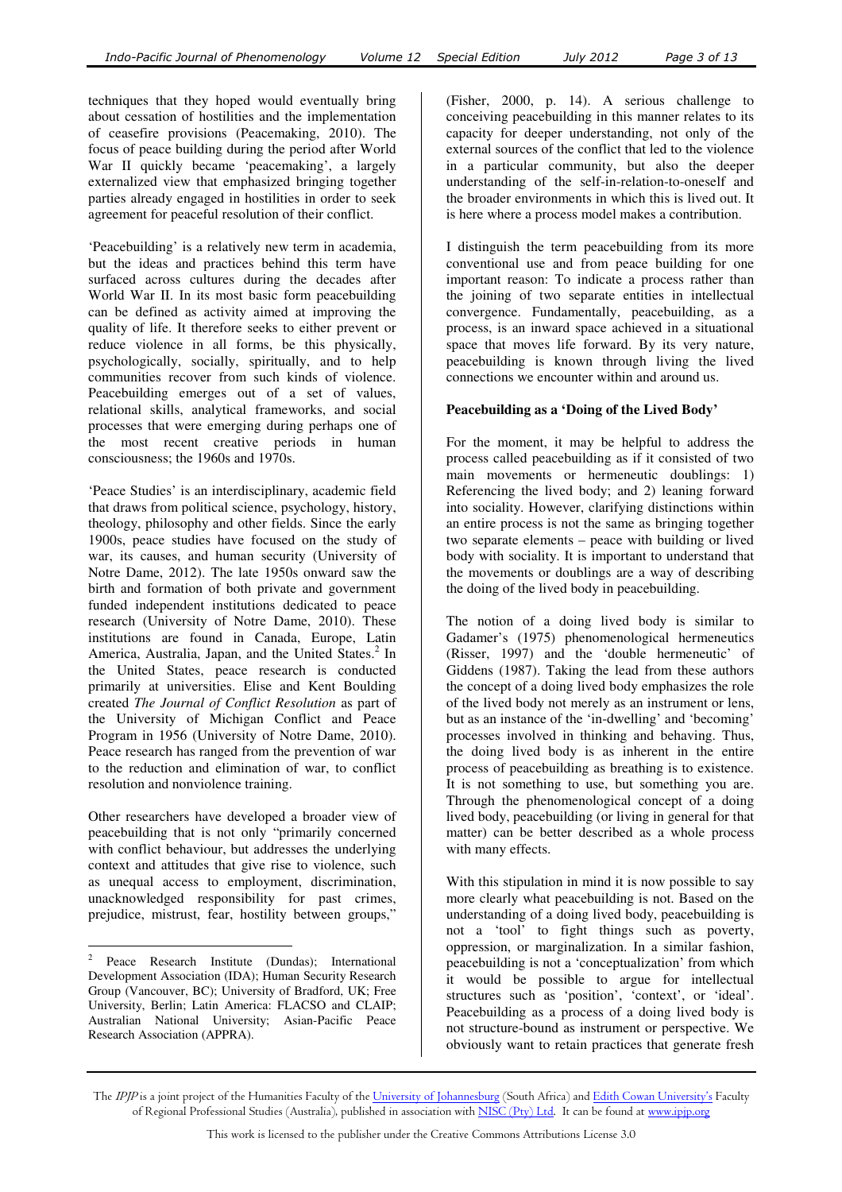techniques that they hoped would eventually bring about cessation of hostilities and the implementation of ceasefire provisions (Peacemaking, 2010). The focus of peace building during the period after World War II quickly became 'peacemaking', a largely externalized view that emphasized bringing together parties already engaged in hostilities in order to seek agreement for peaceful resolution of their conflict.

'Peacebuilding' is a relatively new term in academia, but the ideas and practices behind this term have surfaced across cultures during the decades after World War II. In its most basic form peacebuilding can be defined as activity aimed at improving the quality of life. It therefore seeks to either prevent or reduce violence in all forms, be this physically, psychologically, socially, spiritually, and to help communities recover from such kinds of violence. Peacebuilding emerges out of a set of values, relational skills, analytical frameworks, and social processes that were emerging during perhaps one of the most recent creative periods in human consciousness; the 1960s and 1970s.

'Peace Studies' is an interdisciplinary, academic field that draws from political science, psychology, history, theology, philosophy and other fields. Since the early 1900s, peace studies have focused on the study of war, its causes, and human security (University of Notre Dame, 2012). The late 1950s onward saw the birth and formation of both private and government funded independent institutions dedicated to peace research (University of Notre Dame, 2010). These institutions are found in Canada, Europe, Latin America, Australia, Japan, and the United States.[2] In the United States, peace research is conducted primarily at universities. Elise and Kent Boulding created *The Journal of Conflict Resolution* as part of the University of Michigan Conflict and Peace Program in 1956 (University of Notre Dame, 2010). Peace research has ranged from the prevention of war to the reduction and elimination of war, to conflict resolution and nonviolence training.

Other researchers have developed a broader view of peacebuilding that is not only "primarily concerned with conflict behaviour, but addresses the underlying context and attitudes that give rise to violence, such as unequal access to employment, discrimination, unacknowledged responsibility for past crimes, prejudice, mistrust, fear, hostility between groups," (Fisher, 2000, p. 14). A serious challenge to conceiving peacebuilding in this manner relates to its capacity for deeper understanding, not only of the external sources of the conflict that led to the violence in a particular community, but also the deeper understanding of the self-in-relation-to-oneself and the broader environments in which this is lived out. It is here where a process model makes a contribution.

I distinguish the term peacebuilding from its more conventional use and from peace building for one important reason: To indicate a process rather than the joining of two separate entities in intellectual convergence. Fundamentally, peacebuilding, as a process, is an inward space achieved in a situational space that moves life forward. By its very nature, peacebuilding is known through living the lived connections we encounter within and around us.

**Peacebuilding as a 'Doing of the Lived Body'**

For the moment, it may be helpful to address the process called peacebuilding as if it consisted of two main movements or hermeneutic doublings: 1) Referencing the lived body; and 2) leaning forward into sociality. However, clarifying distinctions within an entire process is not the same as bringing together two separate elements – peace with building or lived body with sociality. It is important to understand that the movements or doublings are a way of describing the doing of the lived body in peacebuilding.

The notion of a doing lived body is similar to Gadamer's (1975) phenomenological hermeneutics (Risser, 1997) and the 'double hermeneutic' of Giddens (1987). Taking the lead from these authors the concept of a doing lived body emphasizes the role of the lived body not merely as an instrument or lens, but as an instance of the 'in-dwelling' and 'becoming' processes involved in thinking and behaving. Thus, the doing lived body is as inherent in the entire process of peacebuilding as breathing is to existence. It is not something to use, but something you are. Through the phenomenological concept of a doing lived body, peacebuilding (or living in general for that matter) can be better described as a whole process with many effects.

With this stipulation in mind it is now possible to say more clearly what peacebuilding is not. Based on the understanding of a doing lived body, peacebuilding is not a 'tool' to fight things such as poverty, oppression, or marginalization. In a similar fashion, peacebuilding is not a 'conceptualization' from which it would be possible to argue for intellectual structures such as 'position', 'context', or 'ideal'. Peacebuilding as a process of a doing lived body is not structure-bound as instrument or perspective. We obviously want to retain practices that generate fresh

[2] Peace Research Institute (Dundas); International Development Association (IDA); Human Security Research Group (Vancouver, BC); University of Bradford, UK; Free University, Berlin; Latin America: FLACSO and CLAIP; Australian National University; Asian-Pacific Peace Research Association (APPRA).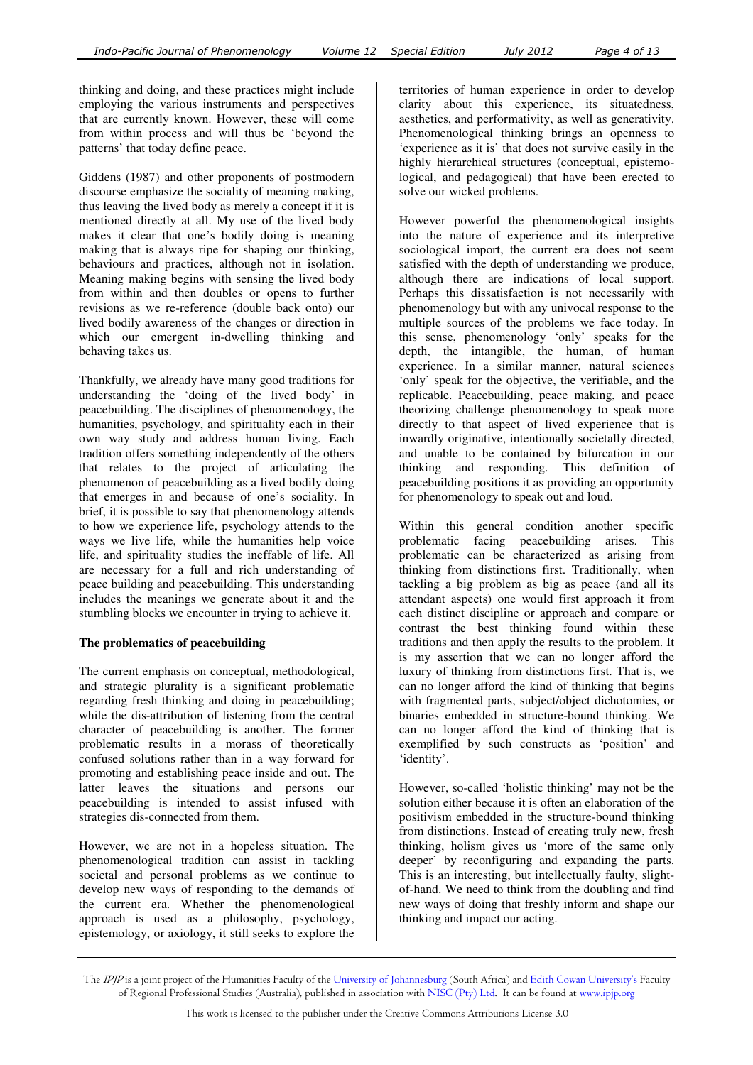thinking and doing, and these practices might include employing the various instruments and perspectives that are currently known. However, these will come from within process and will thus be 'beyond the patterns' that today define peace.

Giddens (1987) and other proponents of postmodern discourse emphasize the sociality of meaning making, thus leaving the lived body as merely a concept if it is mentioned directly at all. My use of the lived body makes it clear that one's bodily doing is meaning making that is always ripe for shaping our thinking, behaviours and practices, although not in isolation. Meaning making begins with sensing the lived body from within and then doubles or opens to further revisions as we re-reference (double back onto) our lived bodily awareness of the changes or direction in which our emergent in-dwelling thinking and behaving takes us.

Thankfully, we already have many good traditions for understanding the 'doing of the lived body' in peacebuilding. The disciplines of phenomenology, the humanities, psychology, and spirituality each in their own way study and address human living. Each tradition offers something independently of the others that relates to the project of articulating the phenomenon of peacebuilding as a lived bodily doing that emerges in and because of one's sociality. In brief, it is possible to say that phenomenology attends to how we experience life, psychology attends to the ways we live life, while the humanities help voice life, and spirituality studies the ineffable of life. All are necessary for a full and rich understanding of peace building and peacebuilding. This understanding includes the meanings we generate about it and the stumbling blocks we encounter in trying to achieve it.

**The problematics of peacebuilding**

The current emphasis on conceptual, methodological, and strategic plurality is a significant problematic regarding fresh thinking and doing in peacebuilding; while the dis-attribution of listening from the central character of peacebuilding is another. The former problematic results in a morass of theoretically confused solutions rather than in a way forward for promoting and establishing peace inside and out. The latter leaves the situations and persons our peacebuilding is intended to assist infused with strategies dis-connected from them.

However, we are not in a hopeless situation. The phenomenological tradition can assist in tackling societal and personal problems as we continue to develop new ways of responding to the demands of the current era. Whether the phenomenological approach is used as a philosophy, psychology, epistemology, or axiology, it still seeks to explore the territories of human experience in order to develop clarity about this experience, its situatedness, aesthetics, and performativity, as well as generativity. Phenomenological thinking brings an openness to 'experience as it is' that does not survive easily in the highly hierarchical structures (conceptual, epistemological, and pedagogical) that have been erected to solve our wicked problems.

However powerful the phenomenological insights into the nature of experience and its interpretive sociological import, the current era does not seem satisfied with the depth of understanding we produce, although there are indications of local support. Perhaps this dissatisfaction is not necessarily with phenomenology but with any univocal response to the multiple sources of the problems we face today. In this sense, phenomenology 'only' speaks for the depth, the intangible, the human, of human experience. In a similar manner, natural sciences 'only' speak for the objective, the verifiable, and the replicable. Peacebuilding, peace making, and peace theorizing challenge phenomenology to speak more directly to that aspect of lived experience that is inwardly originative, intentionally societally directed, and unable to be contained by bifurcation in our thinking and responding. This definition of peacebuilding positions it as providing an opportunity for phenomenology to speak out and loud.

Within this general condition another specific problematic facing peacebuilding arises. This problematic can be characterized as arising from thinking from distinctions first. Traditionally, when tackling a big problem as big as peace (and all its attendant aspects) one would first approach it from each distinct discipline or approach and compare or contrast the best thinking found within these traditions and then apply the results to the problem. It is my assertion that we can no longer afford the luxury of thinking from distinctions first. That is, we can no longer afford the kind of thinking that begins with fragmented parts, subject/object dichotomies, or binaries embedded in structure-bound thinking. We can no longer afford the kind of thinking that is exemplified by such constructs as 'position' and 'identity'.

However, so-called 'holistic thinking' may not be the solution either because it is often an elaboration of the positivism embedded in the structure-bound thinking from distinctions. Instead of creating truly new, fresh thinking, holism gives us 'more of the same only deeper' by reconfiguring and expanding the parts. This is an interesting, but intellectually faulty, slight-of-hand. We need to think from the doubling and find new ways of doing that freshly inform and shape our thinking and impact our acting.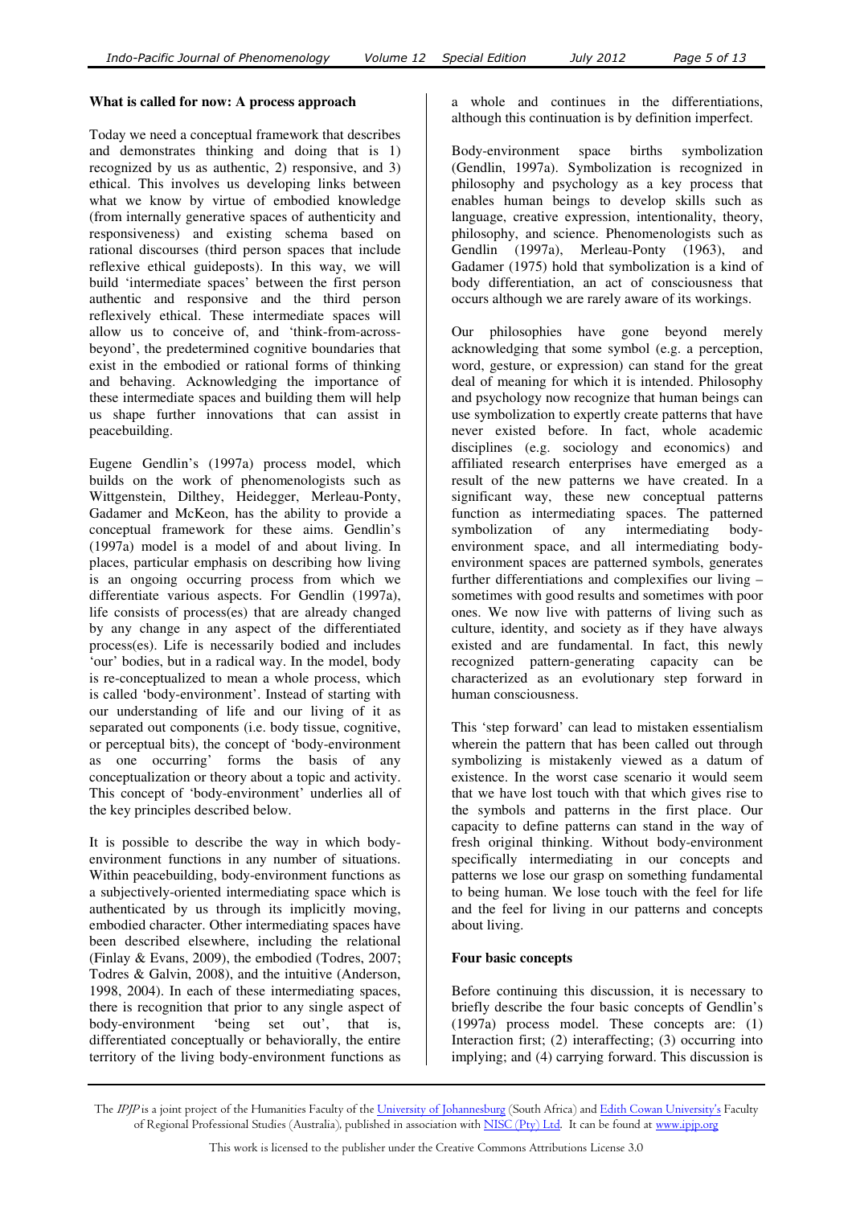**What is called for now: A process approach**

Today we need a conceptual framework that describes and demonstrates thinking and doing that is 1) recognized by us as authentic, 2) responsive, and 3) ethical. This involves us developing links between what we know by virtue of embodied knowledge (from internally generative spaces of authenticity and responsiveness) and existing schema based on rational discourses (third person spaces that include reflexive ethical guideposts). In this way, we will build 'intermediate spaces' between the first person authentic and responsive and the third person reflexively ethical. These intermediate spaces will allow us to conceive of, and 'think-from-across-beyond', the predetermined cognitive boundaries that exist in the embodied or rational forms of thinking and behaving. Acknowledging the importance of these intermediate spaces and building them will help us shape further innovations that can assist in peacebuilding.

Eugene Gendlin's (1997a) process model, which builds on the work of phenomenologists such as Wittgenstein, Dilthey, Heidegger, Merleau-Ponty, Gadamer and McKeon, has the ability to provide a conceptual framework for these aims. Gendlin's (1997a) model is a model of and about living. In places, particular emphasis on describing how living is an ongoing occurring process from which we differentiate various aspects. For Gendlin (1997a), life consists of process(es) that are already changed by any change in any aspect of the differentiated process(es). Life is necessarily bodied and includes 'our' bodies, but in a radical way. In the model, body is re-conceptualized to mean a whole process, which is called 'body-environment'. Instead of starting with our understanding of life and our living of it as separated out components (i.e. body tissue, cognitive, or perceptual bits), the concept of 'body-environment as one occurring' forms the basis of any conceptualization or theory about a topic and activity. This concept of 'body-environment' underlies all of the key principles described below.

It is possible to describe the way in which body-environment functions in any number of situations. Within peacebuilding, body-environment functions as a subjectively-oriented intermediating space which is authenticated by us through its implicitly moving, embodied character. Other intermediating spaces have been described elsewhere, including the relational (Finlay & Evans, 2009), the embodied (Todres, 2007; Todres & Galvin, 2008), and the intuitive (Anderson, 1998, 2004). In each of these intermediating spaces, there is recognition that prior to any single aspect of body-environment 'being set out', that is, differentiated conceptually or behaviorally, the entire territory of the living body-environment functions as a whole and continues in the differentiations, although this continuation is by definition imperfect.

Body-environment space births symbolization (Gendlin, 1997a). Symbolization is recognized in philosophy and psychology as a key process that enables human beings to develop skills such as language, creative expression, intentionality, theory, philosophy, and science. Phenomenologists such as Gendlin (1997a), Merleau-Ponty (1963), and Gadamer (1975) hold that symbolization is a kind of body differentiation, an act of consciousness that occurs although we are rarely aware of its workings.

Our philosophies have gone beyond merely acknowledging that some symbol (e.g. a perception, word, gesture, or expression) can stand for the great deal of meaning for which it is intended. Philosophy and psychology now recognize that human beings can use symbolization to expertly create patterns that have never existed before. In fact, whole academic disciplines (e.g. sociology and economics) and affiliated research enterprises have emerged as a result of the new patterns we have created. In a significant way, these new conceptual patterns function as intermediating spaces. The patterned symbolization of any intermediating body-environment space, and all intermediating body-environment spaces are patterned symbols, generates further differentiations and complexifies our living – sometimes with good results and sometimes with poor ones. We now live with patterns of living such as culture, identity, and society as if they have always existed and are fundamental. In fact, this newly recognized pattern-generating capacity can be characterized as an evolutionary step forward in human consciousness.

This 'step forward' can lead to mistaken essentialism wherein the pattern that has been called out through symbolizing is mistakenly viewed as a datum of existence. In the worst case scenario it would seem that we have lost touch with that which gives rise to the symbols and patterns in the first place. Our capacity to define patterns can stand in the way of fresh original thinking. Without body-environment specifically intermediating in our concepts and patterns we lose our grasp on something fundamental to being human. We lose touch with the feel for life and the feel for living in our patterns and concepts about living.

**Four basic concepts**

Before continuing this discussion, it is necessary to briefly describe the four basic concepts of Gendlin's (1997a) process model. These concepts are: (1) Interaction first; (2) interaffecting; (3) occurring into implying; and (4) carrying forward. This discussion is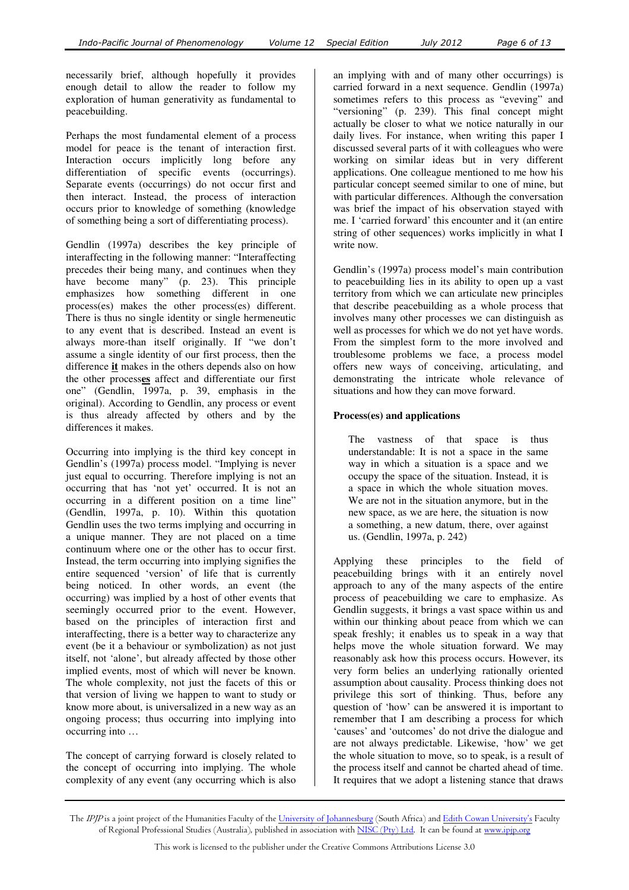necessarily brief, although hopefully it provides enough detail to allow the reader to follow my exploration of human generativity as fundamental to peacebuilding.

Perhaps the most fundamental element of a process model for peace is the tenant of interaction first. Interaction occurs implicitly long before any differentiation of specific events (occurrings). Separate events (occurrings) do not occur first and then interact. Instead, the process of interaction occurs prior to knowledge of something (knowledge of something being a sort of differentiating process).

Gendlin (1997a) describes the key principle of interaffecting in the following manner: "Interaffecting precedes their being many, and continues when they have become many" (p. 23). This principle emphasizes how something different in one process(es) makes the other process(es) different. There is thus no single identity or single hermeneutic to any event that is described. Instead an event is always more-than itself originally. If "we don't assume a single identity of our first process, then the difference **it** makes in the others depends also on how the other process**es** affect and differentiate our first one" (Gendlin, 1997a, p. 39, emphasis in the original). According to Gendlin, any process or event is thus already affected by others and by the differences it makes.

Occurring into implying is the third key concept in Gendlin's (1997a) process model. "Implying is never just equal to occurring. Therefore implying is not an occurring that has 'not yet' occurred. It is not an occurring in a different position on a time line" (Gendlin, 1997a, p. 10). Within this quotation Gendlin uses the two terms implying and occurring in a unique manner. They are not placed on a time continuum where one or the other has to occur first. Instead, the term occurring into implying signifies the entire sequenced 'version' of life that is currently being noticed. In other words, an event (the occurring) was implied by a host of other events that seemingly occurred prior to the event. However, based on the principles of interaction first and interaffecting, there is a better way to characterize any event (be it a behaviour or symbolization) as not just itself, not 'alone', but already affected by those other implied events, most of which will never be known. The whole complexity, not just the facets of this or that version of living we happen to want to study or know more about, is universalized in a new way as an ongoing process; thus occurring into implying into occurring into …

The concept of carrying forward is closely related to the concept of occurring into implying. The whole complexity of any event (any occurring which is also an implying with and of many other occurrings) is carried forward in a next sequence. Gendlin (1997a) sometimes refers to this process as "eveving" and "versioning" (p. 239). This final concept might actually be closer to what we notice naturally in our daily lives. For instance, when writing this paper I discussed several parts of it with colleagues who were working on similar ideas but in very different applications. One colleague mentioned to me how his particular concept seemed similar to one of mine, but with particular differences. Although the conversation was brief the impact of his observation stayed with me. I 'carried forward' this encounter and it (an entire string of other sequences) works implicitly in what I write now.

Gendlin's (1997a) process model's main contribution to peacebuilding lies in its ability to open up a vast territory from which we can articulate new principles that describe peacebuilding as a whole process that involves many other processes we can distinguish as well as processes for which we do not yet have words. From the simplest form to the more involved and troublesome problems we face, a process model offers new ways of conceiving, articulating, and demonstrating the intricate whole relevance of situations and how they can move forward.

### Process(es) and applications

> The vastness of that space is thus understandable: It is not a space in the same way in which a situation is a space and we occupy the space of the situation. Instead, it is a space in which the whole situation moves. We are not in the situation anymore, but in the new space, as we are here, the situation is now a something, a new datum, there, over against us. (Gendlin, 1997a, p. 242)

Applying these principles to the field of peacebuilding brings with it an entirely novel approach to any of the many aspects of the entire process of peacebuilding we care to emphasize. As Gendlin suggests, it brings a vast space within us and within our thinking about peace from which we can speak freshly; it enables us to speak in a way that helps move the whole situation forward. We may reasonably ask how this process occurs. However, its very form belies an underlying rationally oriented assumption about causality. Process thinking does not privilege this sort of thinking. Thus, before any question of 'how' can be answered it is important to remember that I am describing a process for which 'causes' and 'outcomes' do not drive the dialogue and are not always predictable. Likewise, 'how' we get the whole situation to move, so to speak, is a result of the process itself and cannot be charted ahead of time. It requires that we adopt a listening stance that draws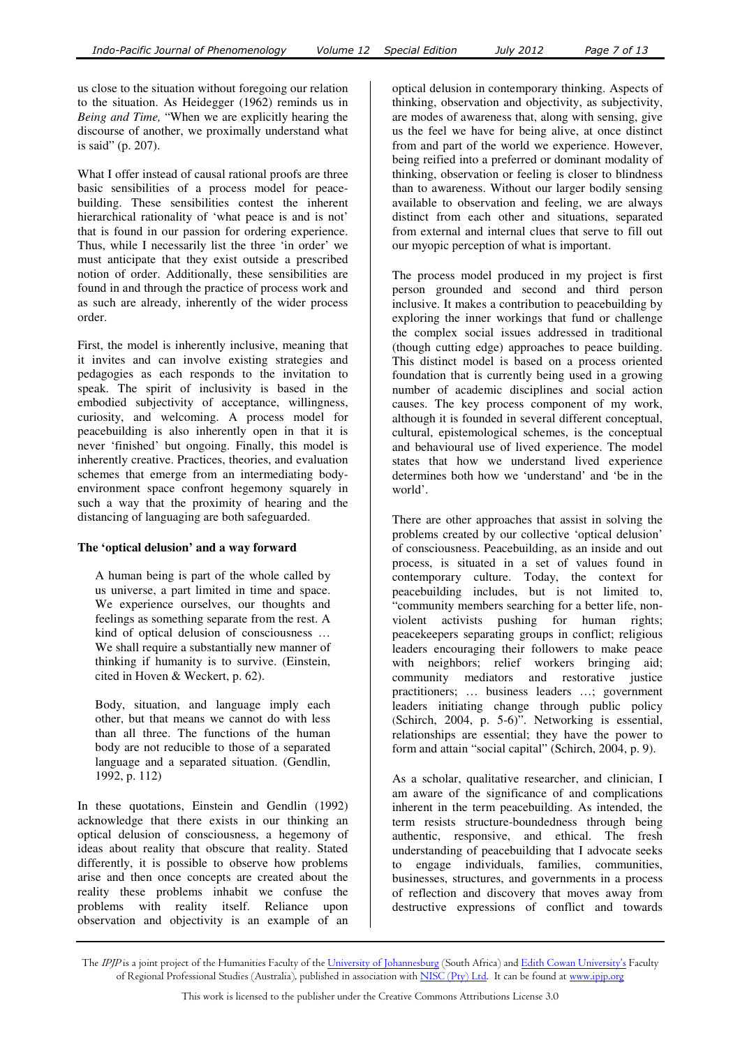us close to the situation without foregoing our relation to the situation. As Heidegger (1962) reminds us in *Being and Time,* "When we are explicitly hearing the discourse of another, we proximally understand what is said" (p. 207).

What I offer instead of causal rational proofs are three basic sensibilities of a process model for peacebuilding. These sensibilities contest the inherent hierarchical rationality of 'what peace is and is not' that is found in our passion for ordering experience. Thus, while I necessarily list the three 'in order' we must anticipate that they exist outside a prescribed notion of order. Additionally, these sensibilities are found in and through the practice of process work and as such are already, inherently of the wider process order.

First, the model is inherently inclusive, meaning that it invites and can involve existing strategies and pedagogies as each responds to the invitation to speak. The spirit of inclusivity is based in the embodied subjectivity of acceptance, willingness, curiosity, and welcoming. A process model for peacebuilding is also inherently open in that it is never 'finished' but ongoing. Finally, this model is inherently creative. Practices, theories, and evaluation schemes that emerge from an intermediating body-environment space confront hegemony squarely in such a way that the proximity of hearing and the distancing of languaging are both safeguarded.

**The 'optical delusion' and a way forward**

> A human being is part of the whole called by us universe, a part limited in time and space. We experience ourselves, our thoughts and feelings as something separate from the rest. A kind of optical delusion of consciousness … We shall require a substantially new manner of thinking if humanity is to survive. (Einstein, cited in Hoven & Weckert, p. 62).

> Body, situation, and language imply each other, but that means we cannot do with less than all three. The functions of the human body are not reducible to those of a separated language and a separated situation. (Gendlin, 1992, p. 112)

In these quotations, Einstein and Gendlin (1992) acknowledge that there exists in our thinking an optical delusion of consciousness, a hegemony of ideas about reality that obscure that reality. Stated differently, it is possible to observe how problems arise and then once concepts are created about the reality these problems inhabit we confuse the problems with reality itself. Reliance upon observation and objectivity is an example of an optical delusion in contemporary thinking. Aspects of thinking, observation and objectivity, as subjectivity, are modes of awareness that, along with sensing, give us the feel we have for being alive, at once distinct from and part of the world we experience. However, being reified into a preferred or dominant modality of thinking, observation or feeling is closer to blindness than to awareness. Without our larger bodily sensing available to observation and feeling, we are always distinct from each other and situations, separated from external and internal clues that serve to fill out our myopic perception of what is important.

The process model produced in my project is first person grounded and second and third person inclusive. It makes a contribution to peacebuilding by exploring the inner workings that fund or challenge the complex social issues addressed in traditional (though cutting edge) approaches to peace building. This distinct model is based on a process oriented foundation that is currently being used in a growing number of academic disciplines and social action causes. The key process component of my work, although it is founded in several different conceptual, cultural, epistemological schemes, is the conceptual and behavioural use of lived experience. The model states that how we understand lived experience determines both how we 'understand' and 'be in the world'.

There are other approaches that assist in solving the problems created by our collective 'optical delusion' of consciousness. Peacebuilding, as an inside and out process, is situated in a set of values found in contemporary culture. Today, the context for peacebuilding includes, but is not limited to, "community members searching for a better life, non-violent activists pushing for human rights; peacekeepers separating groups in conflict; religious leaders encouraging their followers to make peace with neighbors; relief workers bringing aid; community mediators and restorative justice practitioners; … business leaders …; government leaders initiating change through public policy (Schirch, 2004, p. 5-6)". Networking is essential, relationships are essential; they have the power to form and attain "social capital" (Schirch, 2004, p. 9).

As a scholar, qualitative researcher, and clinician, I am aware of the significance of and complications inherent in the term peacebuilding. As intended, the term resists structure-boundedness through being authentic, responsive, and ethical. The fresh understanding of peacebuilding that I advocate seeks to engage individuals, families, communities, businesses, structures, and governments in a process of reflection and discovery that moves away from destructive expressions of conflict and towards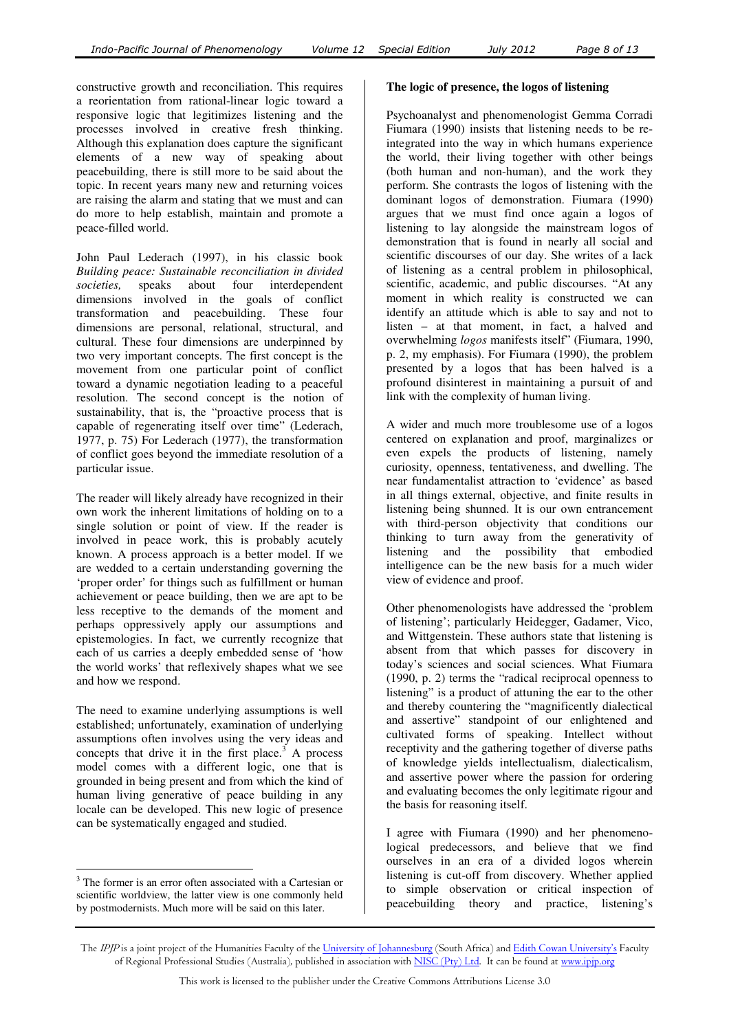constructive growth and reconciliation. This requires a reorientation from rational-linear logic toward a responsive logic that legitimizes listening and the processes involved in creative fresh thinking. Although this explanation does capture the significant elements of a new way of speaking about peacebuilding, there is still more to be said about the topic. In recent years many new and returning voices are raising the alarm and stating that we must and can do more to help establish, maintain and promote a peace-filled world.

John Paul Lederach (1997), in his classic book *Building peace: Sustainable reconciliation in divided societies,* speaks about four interdependent dimensions involved in the goals of conflict transformation and peacebuilding. These four dimensions are personal, relational, structural, and cultural. These four dimensions are underpinned by two very important concepts. The first concept is the movement from one particular point of conflict toward a dynamic negotiation leading to a peaceful resolution. The second concept is the notion of sustainability, that is, the "proactive process that is capable of regenerating itself over time" (Lederach, 1977, p. 75) For Lederach (1977), the transformation of conflict goes beyond the immediate resolution of a particular issue.

The reader will likely already have recognized in their own work the inherent limitations of holding on to a single solution or point of view. If the reader is involved in peace work, this is probably acutely known. A process approach is a better model. If we are wedded to a certain understanding governing the 'proper order' for things such as fulfillment or human achievement or peace building, then we are apt to be less receptive to the demands of the moment and perhaps oppressively apply our assumptions and epistemologies. In fact, we currently recognize that each of us carries a deeply embedded sense of 'how the world works' that reflexively shapes what we see and how we respond.

The need to examine underlying assumptions is well established; unfortunately, examination of underlying assumptions often involves using the very ideas and concepts that drive it in the first place.[3] A process model comes with a different logic, one that is grounded in being present and from which the kind of human living generative of peace building in any locale can be developed. This new logic of presence can be systematically engaged and studied.

[3] The former is an error often associated with a Cartesian or scientific worldview, the latter view is one commonly held by postmodernists. Much more will be said on this later.

**The logic of presence, the logos of listening**

Psychoanalyst and phenomenologist Gemma Corradi Fiumara (1990) insists that listening needs to be re-integrated into the way in which humans experience the world, their living together with other beings (both human and non-human), and the work they perform. She contrasts the logos of listening with the dominant logos of demonstration. Fiumara (1990) argues that we must find once again a logos of listening to lay alongside the mainstream logos of demonstration that is found in nearly all social and scientific discourses of our day. She writes of a lack of listening as a central problem in philosophical, scientific, academic, and public discourses. "At any moment in which reality is constructed we can identify an attitude which is able to say and not to listen – at that moment, in fact, a halved and overwhelming *logos* manifests itself" (Fiumara, 1990, p. 2, my emphasis). For Fiumara (1990), the problem presented by a logos that has been halved is a profound disinterest in maintaining a pursuit of and link with the complexity of human living.

A wider and much more troublesome use of a logos centered on explanation and proof, marginalizes or even expels the products of listening, namely curiosity, openness, tentativeness, and dwelling. The near fundamentalist attraction to 'evidence' as based in all things external, objective, and finite results in listening being shunned. It is our own entrancement with third-person objectivity that conditions our thinking to turn away from the generativity of listening and the possibility that embodied intelligence can be the new basis for a much wider view of evidence and proof.

Other phenomenologists have addressed the 'problem of listening'; particularly Heidegger, Gadamer, Vico, and Wittgenstein. These authors state that listening is absent from that which passes for discovery in today's sciences and social sciences. What Fiumara (1990, p. 2) terms the "radical reciprocal openness to listening" is a product of attuning the ear to the other and thereby countering the "magnificently dialectical and assertive" standpoint of our enlightened and cultivated forms of speaking. Intellect without receptivity and the gathering together of diverse paths of knowledge yields intellectualism, dialecticalism, and assertive power where the passion for ordering and evaluating becomes the only legitimate rigour and the basis for reasoning itself.

I agree with Fiumara (1990) and her phenomenological predecessors, and believe that we find ourselves in an era of a divided logos wherein listening is cut-off from discovery. Whether applied to simple observation or critical inspection of peacebuilding theory and practice, listening's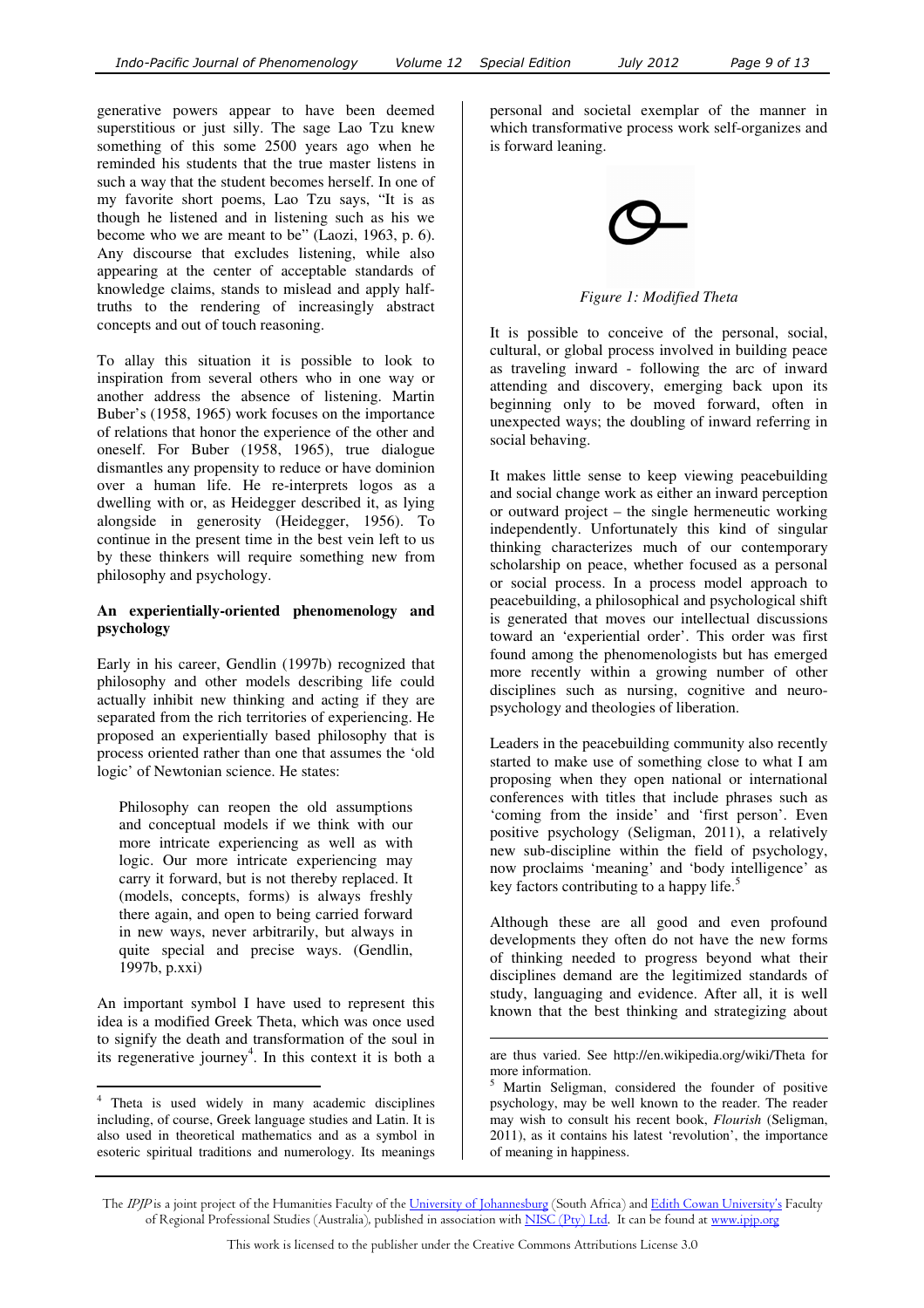generative powers appear to have been deemed superstitious or just silly. The sage Lao Tzu knew something of this some 2500 years ago when he reminded his students that the true master listens in such a way that the student becomes herself. In one of my favorite short poems, Lao Tzu says, "It is as though he listened and in listening such as his we become who we are meant to be" (Laozi, 1963, p. 6). Any discourse that excludes listening, while also appearing at the center of acceptable standards of knowledge claims, stands to mislead and apply half-truths to the rendering of increasingly abstract concepts and out of touch reasoning.

To allay this situation it is possible to look to inspiration from several others who in one way or another address the absence of listening. Martin Buber's (1958, 1965) work focuses on the importance of relations that honor the experience of the other and oneself. For Buber (1958, 1965), true dialogue dismantles any propensity to reduce or have dominion over a human life. He re-interprets logos as a dwelling with or, as Heidegger described it, as lying alongside in generosity (Heidegger, 1956). To continue in the present time in the best vein left to us by these thinkers will require something new from philosophy and psychology.

**An experientially-oriented phenomenology and psychology**

Early in his career, Gendlin (1997b) recognized that philosophy and other models describing life could actually inhibit new thinking and acting if they are separated from the rich territories of experiencing. He proposed an experientially based philosophy that is process oriented rather than one that assumes the 'old logic' of Newtonian science. He states:

> Philosophy can reopen the old assumptions and conceptual models if we think with our more intricate experiencing as well as with logic. Our more intricate experiencing may carry it forward, but is not thereby replaced. It (models, concepts, forms) is always freshly there again, and open to being carried forward in new ways, never arbitrarily, but always in quite special and precise ways. (Gendlin, 1997b, p.xxi)

An important symbol I have used to represent this idea is a modified Greek Theta, which was once used to signify the death and transformation of the soul in its regenerative journey[4]. In this context it is both a personal and societal exemplar of the manner in which transformative process work self-organizes and is forward leaning.

*Figure 1: Modified Theta*

It is possible to conceive of the personal, social, cultural, or global process involved in building peace as traveling inward - following the arc of inward attending and discovery, emerging back upon its beginning only to be moved forward, often in unexpected ways; the doubling of inward referring in social behaving.

It makes little sense to keep viewing peacebuilding and social change work as either an inward perception or outward project – the single hermeneutic working independently. Unfortunately this kind of singular thinking characterizes much of our contemporary scholarship on peace, whether focused as a personal or social process. In a process model approach to peacebuilding, a philosophical and psychological shift is generated that moves our intellectual discussions toward an 'experiential order'. This order was first found among the phenomenologists but has emerged more recently within a growing number of other disciplines such as nursing, cognitive and neuro-psychology and theologies of liberation.

Leaders in the peacebuilding community also recently started to make use of something close to what I am proposing when they open national or international conferences with titles that include phrases such as 'coming from the inside' and 'first person'. Even positive psychology (Seligman, 2011), a relatively new sub-discipline within the field of psychology, now proclaims 'meaning' and 'body intelligence' as key factors contributing to a happy life.[5]

Although these are all good and even profound developments they often do not have the new forms of thinking needed to progress beyond what their disciplines demand are the legitimized standards of study, languaging and evidence. After all, it is well known that the best thinking and strategizing about

---

[4] Theta is used widely in many academic disciplines including, of course, Greek language studies and Latin. It is also used in theoretical mathematics and as a symbol in esoteric spiritual traditions and numerology. Its meanings are thus varied. See http://en.wikipedia.org/wiki/Theta for more information.

[5] Martin Seligman, considered the founder of positive psychology, may be well known to the reader. The reader may wish to consult his recent book, *Flourish* (Seligman, 2011), as it contains his latest 'revolution', the importance of meaning in happiness.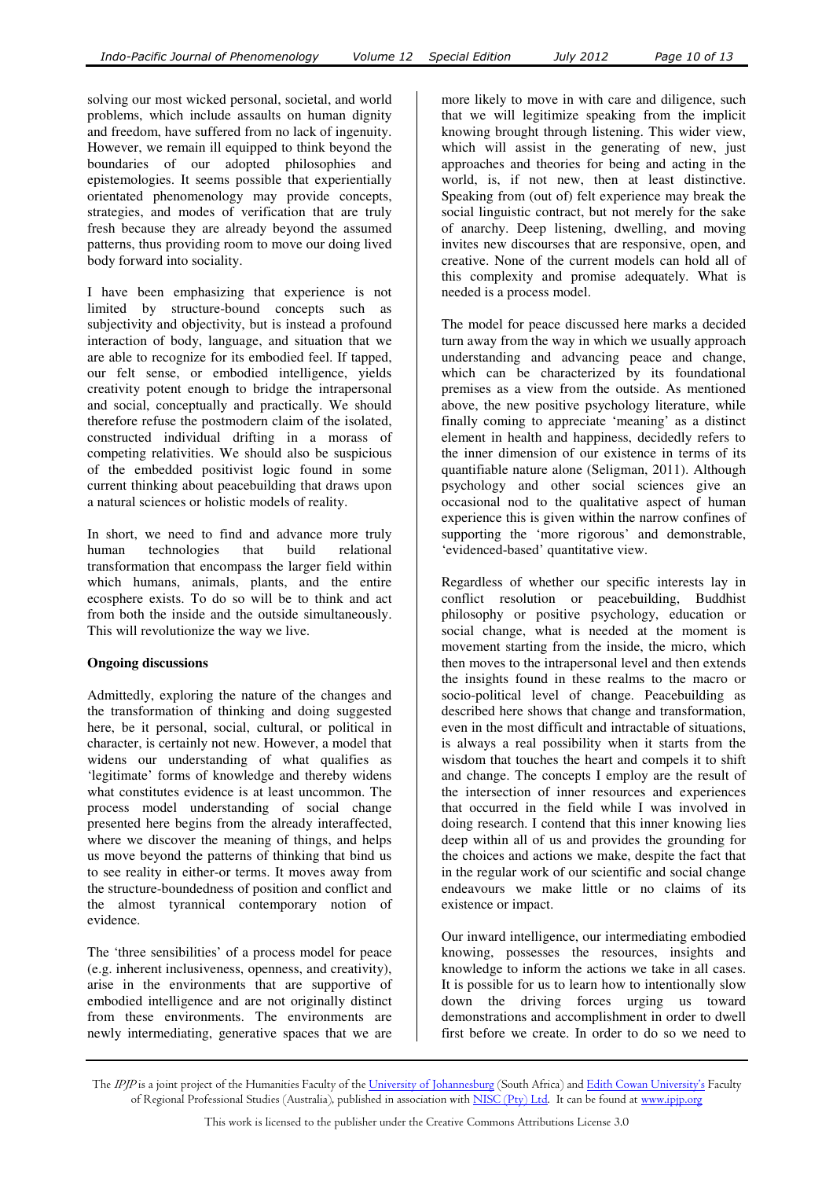solving our most wicked personal, societal, and world problems, which include assaults on human dignity and freedom, have suffered from no lack of ingenuity. However, we remain ill equipped to think beyond the boundaries of our adopted philosophies and epistemologies. It seems possible that experientially orientated phenomenology may provide concepts, strategies, and modes of verification that are truly fresh because they are already beyond the assumed patterns, thus providing room to move our doing lived body forward into sociality.

I have been emphasizing that experience is not limited by structure-bound concepts such as subjectivity and objectivity, but is instead a profound interaction of body, language, and situation that we are able to recognize for its embodied feel. If tapped, our felt sense, or embodied intelligence, yields creativity potent enough to bridge the intrapersonal and social, conceptually and practically. We should therefore refuse the postmodern claim of the isolated, constructed individual drifting in a morass of competing relativities. We should also be suspicious of the embedded positivist logic found in some current thinking about peacebuilding that draws upon a natural sciences or holistic models of reality.

In short, we need to find and advance more truly human technologies that build relational transformation that encompass the larger field within which humans, animals, plants, and the entire ecosphere exists. To do so will be to think and act from both the inside and the outside simultaneously. This will revolutionize the way we live.

**Ongoing discussions**

Admittedly, exploring the nature of the changes and the transformation of thinking and doing suggested here, be it personal, social, cultural, or political in character, is certainly not new. However, a model that widens our understanding of what qualifies as 'legitimate' forms of knowledge and thereby widens what constitutes evidence is at least uncommon. The process model understanding of social change presented here begins from the already interaffected, where we discover the meaning of things, and helps us move beyond the patterns of thinking that bind us to see reality in either-or terms. It moves away from the structure-boundedness of position and conflict and the almost tyrannical contemporary notion of evidence.

The 'three sensibilities' of a process model for peace (e.g. inherent inclusiveness, openness, and creativity), arise in the environments that are supportive of embodied intelligence and are not originally distinct from these environments. The environments are newly intermediating, generative spaces that we are more likely to move in with care and diligence, such that we will legitimize speaking from the implicit knowing brought through listening. This wider view, which will assist in the generating of new, just approaches and theories for being and acting in the world, is, if not new, then at least distinctive. Speaking from (out of) felt experience may break the social linguistic contract, but not merely for the sake of anarchy. Deep listening, dwelling, and moving invites new discourses that are responsive, open, and creative. None of the current models can hold all of this complexity and promise adequately. What is needed is a process model.

The model for peace discussed here marks a decided turn away from the way in which we usually approach understanding and advancing peace and change, which can be characterized by its foundational premises as a view from the outside. As mentioned above, the new positive psychology literature, while finally coming to appreciate 'meaning' as a distinct element in health and happiness, decidedly refers to the inner dimension of our existence in terms of its quantifiable nature alone (Seligman, 2011). Although psychology and other social sciences give an occasional nod to the qualitative aspect of human experience this is given within the narrow confines of supporting the 'more rigorous' and demonstrable, 'evidenced-based' quantitative view.

Regardless of whether our specific interests lay in conflict resolution or peacebuilding, Buddhist philosophy or positive psychology, education or social change, what is needed at the moment is movement starting from the inside, the micro, which then moves to the intrapersonal level and then extends the insights found in these realms to the macro or socio-political level of change. Peacebuilding as described here shows that change and transformation, even in the most difficult and intractable of situations, is always a real possibility when it starts from the wisdom that touches the heart and compels it to shift and change. The concepts I employ are the result of the intersection of inner resources and experiences that occurred in the field while I was involved in doing research. I contend that this inner knowing lies deep within all of us and provides the grounding for the choices and actions we make, despite the fact that in the regular work of our scientific and social change endeavours we make little or no claims of its existence or impact.

Our inward intelligence, our intermediating embodied knowing, possesses the resources, insights and knowledge to inform the actions we take in all cases. It is possible for us to learn how to intentionally slow down the driving forces urging us toward demonstrations and accomplishment in order to dwell first before we create. In order to do so we need to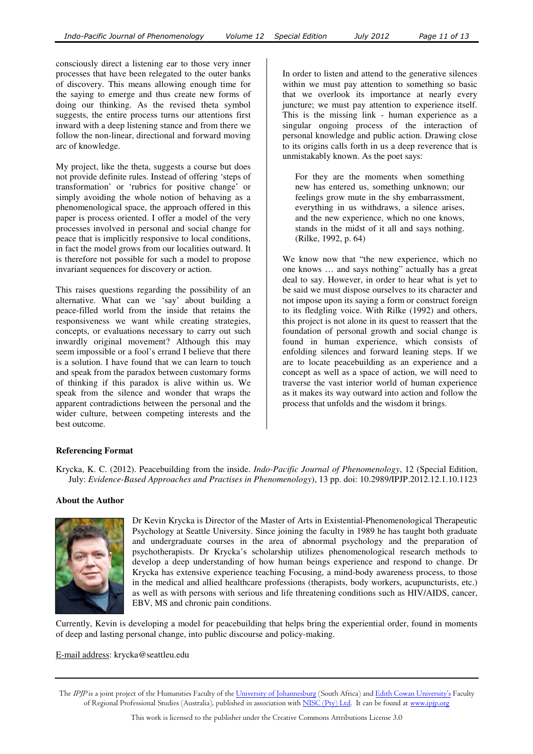consciously direct a listening ear to those very inner processes that have been relegated to the outer banks of discovery. This means allowing enough time for the saying to emerge and thus create new forms of doing our thinking. As the revised theta symbol suggests, the entire process turns our attentions first inward with a deep listening stance and from there we follow the non-linear, directional and forward moving arc of knowledge.

My project, like the theta, suggests a course but does not provide definite rules. Instead of offering 'steps of transformation' or 'rubrics for positive change' or simply avoiding the whole notion of behaving as a phenomenological space, the approach offered in this paper is process oriented. I offer a model of the very processes involved in personal and social change for peace that is implicitly responsive to local conditions, in fact the model grows from our localities outward. It is therefore not possible for such a model to propose invariant sequences for discovery or action.

This raises questions regarding the possibility of an alternative. What can we 'say' about building a peace-filled world from the inside that retains the responsiveness we want while creating strategies, concepts, or evaluations necessary to carry out such inwardly original movement? Although this may seem impossible or a fool's errand I believe that there is a solution. I have found that we can learn to touch and speak from the paradox between customary forms of thinking if this paradox is alive within us. We speak from the silence and wonder that wraps the apparent contradictions between the personal and the wider culture, between competing interests and the best outcome.

In order to listen and attend to the generative silences within we must pay attention to something so basic that we overlook its importance at nearly every juncture; we must pay attention to experience itself. This is the missing link - human experience as a singular ongoing process of the interaction of personal knowledge and public action. Drawing close to its origins calls forth in us a deep reverence that is unmistakably known. As the poet says:

> For they are the moments when something new has entered us, something unknown; our feelings grow mute in the shy embarrassment, everything in us withdraws, a silence arises, and the new experience, which no one knows, stands in the midst of it all and says nothing. (Rilke, 1992, p. 64)

We know now that "the new experience, which no one knows … and says nothing" actually has a great deal to say. However, in order to hear what is yet to be said we must dispose ourselves to its character and not impose upon its saying a form or construct foreign to its fledgling voice. With Rilke (1992) and others, this project is not alone in its quest to reassert that the foundation of personal growth and social change is found in human experience, which consists of enfolding silences and forward leaning steps. If we are to locate peacebuilding as an experience and a concept as well as a space of action, we will need to traverse the vast interior world of human experience as it makes its way outward into action and follow the process that unfolds and the wisdom it brings.

**Referencing Format**

Krycka, K. C. (2012). Peacebuilding from the inside. *Indo-Pacific Journal of Phenomenology*, 12 (Special Edition, July: *Evidence-Based Approaches and Practises in Phenomenology*), 13 pp. doi: 10.2989/IPJP.2012.12.1.10.1123

**About the Author**

Dr Kevin Krycka is Director of the Master of Arts in Existential-Phenomenological Therapeutic Psychology at Seattle University. Since joining the faculty in 1989 he has taught both graduate and undergraduate courses in the area of abnormal psychology and the preparation of psychotherapists. Dr Krycka's scholarship utilizes phenomenological research methods to develop a deep understanding of how human beings experience and respond to change. Dr Krycka has extensive experience teaching Focusing, a mind-body awareness process, to those in the medical and allied healthcare professions (therapists, body workers, acupuncturists, etc.) as well as with persons with serious and life threatening conditions such as HIV/AIDS, cancer, EBV, MS and chronic pain conditions.

Currently, Kevin is developing a model for peacebuilding that helps bring the experiential order, found in moments of deep and lasting personal change, into public discourse and policy-making.

E-mail address: krycka@seattleu.edu

The *IPJP* is a joint project of the Humanities Faculty of the University of Johannesburg (South Africa) and Edith Cowan University's Faculty of Regional Professional Studies (Australia), published in association with NISC (Pty) Ltd. It can be found at www.ipjp.org

This work is licensed to the publisher under the Creative Commons Attributions License 3.0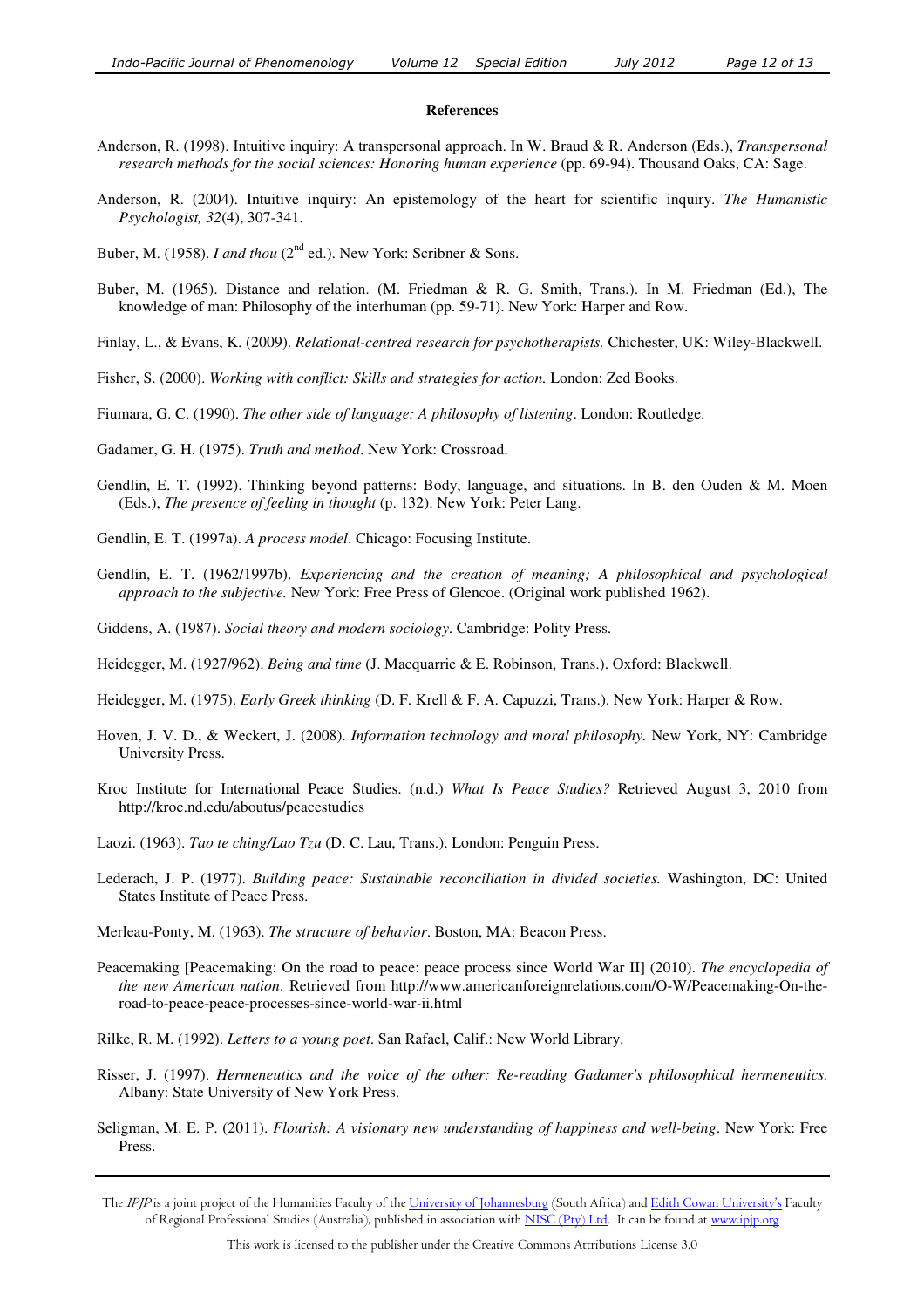**References**

Anderson, R. (1998). Intuitive inquiry: A transpersonal approach. In W. Braud & R. Anderson (Eds.), *Transpersonal research methods for the social sciences: Honoring human experience* (pp. 69-94). Thousand Oaks, CA: Sage.

Anderson, R. (2004). Intuitive inquiry: An epistemology of the heart for scientific inquiry. *The Humanistic Psychologist, 32*(4), 307-341.

Buber, M. (1958). *I and thou* (2nd ed.). New York: Scribner & Sons.

Buber, M. (1965). Distance and relation. (M. Friedman & R. G. Smith, Trans.). In M. Friedman (Ed.), The knowledge of man: Philosophy of the interhuman (pp. 59-71). New York: Harper and Row.

Finlay, L., & Evans, K. (2009). *Relational-centred research for psychotherapists.* Chichester, UK: Wiley-Blackwell.

Fisher, S. (2000). *Working with conflict: Skills and strategies for action.* London: Zed Books.

Fiumara, G. C. (1990). *The other side of language: A philosophy of listening*. London: Routledge.

Gadamer, G. H. (1975). *Truth and method*. New York: Crossroad.

Gendlin, E. T. (1992). Thinking beyond patterns: Body, language, and situations. In B. den Ouden & M. Moen (Eds.), *The presence of feeling in thought* (p. 132). New York: Peter Lang.

Gendlin, E. T. (1997a). *A process model*. Chicago: Focusing Institute.

Gendlin, E. T. (1962/1997b). *Experiencing and the creation of meaning; A philosophical and psychological approach to the subjective.* New York: Free Press of Glencoe. (Original work published 1962).

Giddens, A. (1987). *Social theory and modern sociology*. Cambridge: Polity Press.

Heidegger, M. (1927/962). *Being and time* (J. Macquarrie & E. Robinson, Trans.). Oxford: Blackwell.

Heidegger, M. (1975). *Early Greek thinking* (D. F. Krell & F. A. Capuzzi, Trans.). New York: Harper & Row.

Hoven, J. V. D., & Weckert, J. (2008). *Information technology and moral philosophy.* New York, NY: Cambridge University Press.

Kroc Institute for International Peace Studies. (n.d.) *What Is Peace Studies?* Retrieved August 3, 2010 from http://kroc.nd.edu/aboutus/peacestudies

Laozi. (1963). *Tao te ching/Lao Tzu* (D. C. Lau, Trans.). London: Penguin Press.

Lederach, J. P. (1977). *Building peace: Sustainable reconciliation in divided societies.* Washington, DC: United States Institute of Peace Press.

Merleau-Ponty, M. (1963). *The structure of behavior*. Boston, MA: Beacon Press.

Peacemaking [Peacemaking: On the road to peace: peace process since World War II] (2010). *The encyclopedia of the new American nation*. Retrieved from http://www.americanforeignrelations.com/O-W/Peacemaking-On-the-road-to-peace-peace-processes-since-world-war-ii.html

Rilke, R. M. (1992). *Letters to a young poet*. San Rafael, Calif.: New World Library.

Risser, J. (1997). *Hermeneutics and the voice of the other: Re-reading Gadamer's philosophical hermeneutics.* Albany: State University of New York Press.

Seligman, M. E. P. (2011). *Flourish: A visionary new understanding of happiness and well-being*. New York: Free Press.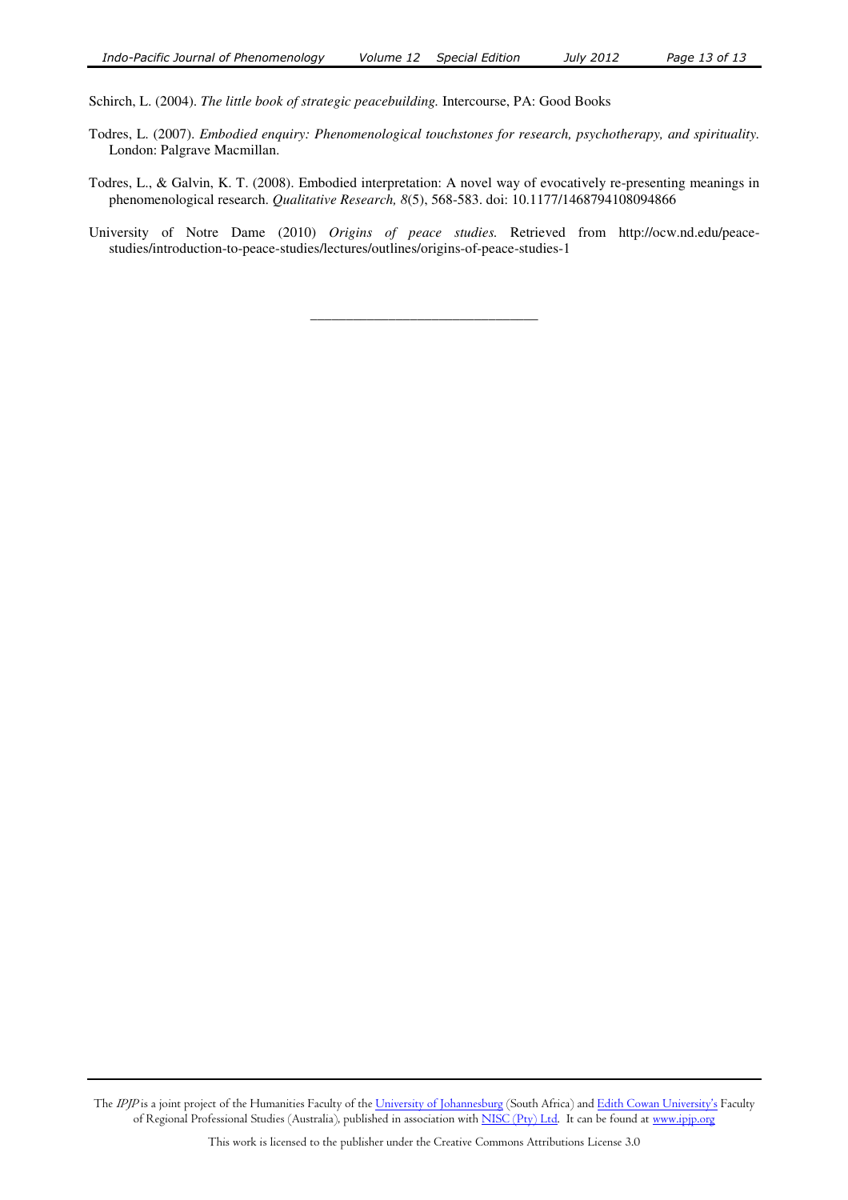Schirch, L. (2004). *The little book of strategic peacebuilding.* Intercourse, PA: Good Books

Todres, L. (2007). *Embodied enquiry: Phenomenological touchstones for research, psychotherapy, and spirituality.* London: Palgrave Macmillan.

Todres, L., & Galvin, K. T. (2008). Embodied interpretation: A novel way of evocatively re-presenting meanings in phenomenological research. *Qualitative Research, 8*(5), 568-583. doi: 10.1177/1468794108094866

University of Notre Dame (2010) *Origins of peace studies.* Retrieved from http://ocw.nd.edu/peace-studies/introduction-to-peace-studies/lectures/outlines/origins-of-peace-studies-1

---

The *IPJP* is a joint project of the Humanities Faculty of the University of Johannesburg (South Africa) and Edith Cowan University's Faculty of Regional Professional Studies (Australia), published in association with NISC (Pty) Ltd. It can be found at www.ipjp.org

This work is licensed to the publisher under the Creative Commons Attributions License 3.0